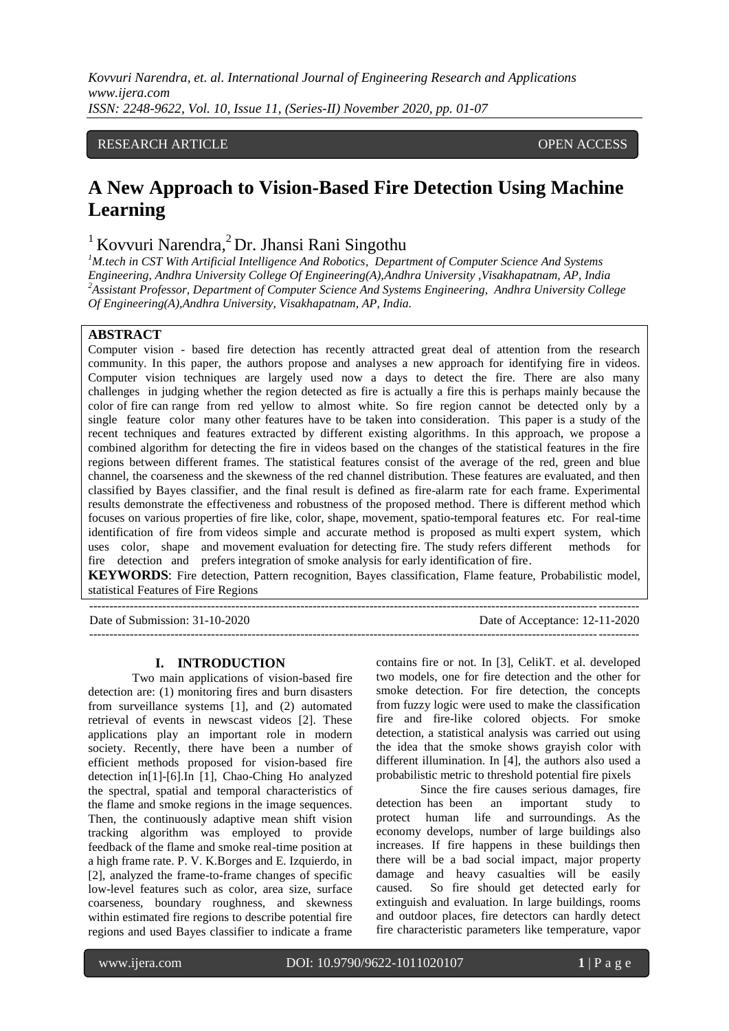RESEARCH ARTICLE OPEN ACCESS

# A New Approach to Vision-Based Fire Detection Using Machine Learning

[1] Kovvuri Narendra, [2] Dr. Jhansi Rani Singothu

[1]*M.tech in CST With Artificial Intelligence And Robotics, Department of Computer Science And Systems Engineering, Andhra University College Of Engineering(A),Andhra University ,Visakhapatnam, AP, India*
[2]*Assistant Professor, Department of Computer Science And Systems Engineering, Andhra University College Of Engineering(A),Andhra University, Visakhapatnam, AP, India.*

## ABSTRACT

Computer vision - based fire detection has recently attracted great deal of attention from the research community. In this paper, the authors propose and analyses a new approach for identifying fire in videos. Computer vision techniques are largely used now a days to detect the fire. There are also many challenges in judging whether the region detected as fire is actually a fire this is perhaps mainly because the color of fire can range from red yellow to almost white. So fire region cannot be detected only by a single feature color many other features have to be taken into consideration. This paper is a study of the recent techniques and features extracted by different existing algorithms. In this approach, we propose a combined algorithm for detecting the fire in videos based on the changes of the statistical features in the fire regions between different frames. The statistical features consist of the average of the red, green and blue channel, the coarseness and the skewness of the red channel distribution. These features are evaluated, and then classified by Bayes classifier, and the final result is defined as fire-alarm rate for each frame. Experimental results demonstrate the effectiveness and robustness of the proposed method. There is different method which focuses on various properties of fire like, color, shape, movement, spatio-temporal features etc. For real-time identification of fire from videos simple and accurate method is proposed as multi expert system, which uses color, shape and movement evaluation for detecting fire. The study refers different methods for fire detection and prefers integration of smoke analysis for early identification of fire.

**KEYWORDS**: Fire detection, Pattern recognition, Bayes classification, Flame feature, Probabilistic model, statistical Features of Fire Regions

---

Date of Submission: 31-10-2020 Date of Acceptance: 12-11-2020

---

## I. INTRODUCTION

Two main applications of vision-based fire detection are: (1) monitoring fires and burn disasters from surveillance systems [1], and (2) automated retrieval of events in newscast videos [2]. These applications play an important role in modern society. Recently, there have been a number of efficient methods proposed for vision-based fire detection in[1]-[6].In [1], Chao-Ching Ho analyzed the spectral, spatial and temporal characteristics of the flame and smoke regions in the image sequences. Then, the continuously adaptive mean shift vision tracking algorithm was employed to provide feedback of the flame and smoke real-time position at a high frame rate. P. V. K.Borges and E. Izquierdo, in [2], analyzed the frame-to-frame changes of specific low-level features such as color, area size, surface coarseness, boundary roughness, and skewness within estimated fire regions to describe potential fire regions and used Bayes classifier to indicate a frame contains fire or not. In [3], CelikT. et al. developed two models, one for fire detection and the other for smoke detection. For fire detection, the concepts from fuzzy logic were used to make the classification fire and fire-like colored objects. For smoke detection, a statistical analysis was carried out using the idea that the smoke shows grayish color with different illumination. In [4], the authors also used a probabilistic metric to threshold potential fire pixels

Since the fire causes serious damages, fire detection has been an important study to protect human life and surroundings. As the economy develops, number of large buildings also increases. If fire happens in these buildings then there will be a bad social impact, major property damage and heavy casualties will be easily caused. So fire should get detected early for extinguish and evaluation. In large buildings, rooms and outdoor places, fire detectors can hardly detect fire characteristic parameters like temperature, vapor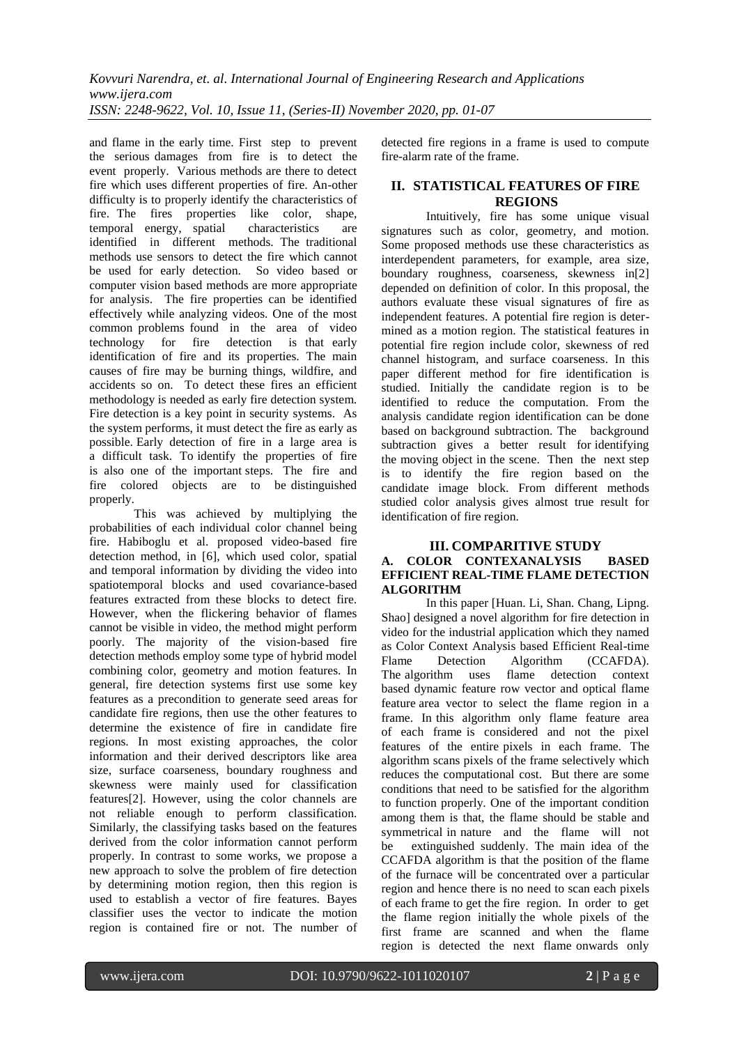and flame in the early time. First step to prevent the serious damages from fire is to detect the event properly. Various methods are there to detect fire which uses different properties of fire. An-other difficulty is to properly identify the characteristics of fire. The fires properties like color, shape, temporal energy, spatial characteristics are identified in different methods. The traditional methods use sensors to detect the fire which cannot be used for early detection. So video based or computer vision based methods are more appropriate for analysis. The fire properties can be identified effectively while analyzing videos. One of the most common problems found in the area of video technology for fire detection is that early identification of fire and its properties. The main causes of fire may be burning things, wildfire, and accidents so on. To detect these fires an efficient methodology is needed as early fire detection system. Fire detection is a key point in security systems. As the system performs, it must detect the fire as early as possible. Early detection of fire in a large area is a difficult task. To identify the properties of fire is also one of the important steps. The fire and fire colored objects are to be distinguished properly.

This was achieved by multiplying the probabilities of each individual color channel being fire. Habiboglu et al. proposed video-based fire detection method, in [6], which used color, spatial and temporal information by dividing the video into spatiotemporal blocks and used covariance-based features extracted from these blocks to detect fire. However, when the flickering behavior of flames cannot be visible in video, the method might perform poorly. The majority of the vision-based fire detection methods employ some type of hybrid model combining color, geometry and motion features. In general, fire detection systems first use some key features as a precondition to generate seed areas for candidate fire regions, then use the other features to determine the existence of fire in candidate fire regions. In most existing approaches, the color information and their derived descriptors like area size, surface coarseness, boundary roughness and skewness were mainly used for classification features[2]. However, using the color channels are not reliable enough to perform classification. Similarly, the classifying tasks based on the features derived from the color information cannot perform properly. In contrast to some works, we propose a new approach to solve the problem of fire detection by determining motion region, then this region is used to establish a vector of fire features. Bayes classifier uses the vector to indicate the motion region is contained fire or not. The number of detected fire regions in a frame is used to compute fire-alarm rate of the frame.

## II. STATISTICAL FEATURES OF FIRE REGIONS

Intuitively, fire has some unique visual signatures such as color, geometry, and motion. Some proposed methods use these characteristics as interdependent parameters, for example, area size, boundary roughness, coarseness, skewness in[2] depended on definition of color. In this proposal, the authors evaluate these visual signatures of fire as independent features. A potential fire region is deter-mined as a motion region. The statistical features in potential fire region include color, skewness of red channel histogram, and surface coarseness. In this paper different method for fire identification is studied. Initially the candidate region is to be identified to reduce the computation. From the analysis candidate region identification can be done based on background subtraction. The background subtraction gives a better result for identifying the moving object in the scene. Then the next step is to identify the fire region based on the candidate image block. From different methods studied color analysis gives almost true result for identification of fire region.

## III. COMPARITIVE STUDY

### A. COLOR CONTEXANALYSIS BASED EFFICIENT REAL-TIME FLAME DETECTION ALGORITHM

In this paper [Huan. Li, Shan. Chang, Lipng. Shao] designed a novel algorithm for fire detection in video for the industrial application which they named as Color Context Analysis based Efficient Real-time Flame Detection Algorithm (CCAFDA). The algorithm uses flame detection context based dynamic feature row vector and optical flame feature area vector to select the flame region in a frame. In this algorithm only flame feature area of each frame is considered and not the pixel features of the entire pixels in each frame. The algorithm scans pixels of the frame selectively which reduces the computational cost. But there are some conditions that need to be satisfied for the algorithm to function properly. One of the important condition among them is that, the flame should be stable and symmetrical in nature and the flame will not be extinguished suddenly. The main idea of the CCAFDA algorithm is that the position of the flame of the furnace will be concentrated over a particular region and hence there is no need to scan each pixels of each frame to get the fire region. In order to get the flame region initially the whole pixels of the first frame are scanned and when the flame region is detected the next flame onwards only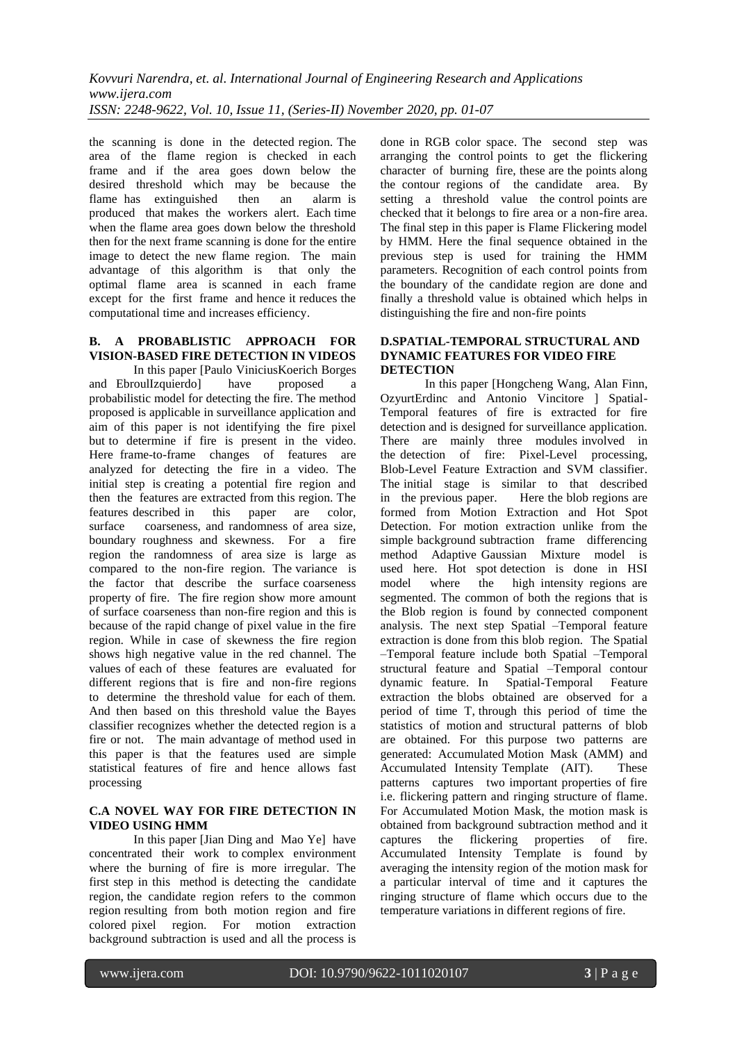the scanning is done in the detected region. The area of the flame region is checked in each frame and if the area goes down below the desired threshold which may be because the flame has extinguished then an alarm is produced that makes the workers alert. Each time when the flame area goes down below the threshold then for the next frame scanning is done for the entire image to detect the new flame region. The main advantage of this algorithm is that only the optimal flame area is scanned in each frame except for the first frame and hence it reduces the computational time and increases efficiency.

### B. A PROBABLISTIC APPROACH FOR VISION-BASED FIRE DETECTION IN VIDEOS

In this paper [Paulo ViniciusKoerich Borges and EbroulIzquierdo] have proposed a probabilistic model for detecting the fire. The method proposed is applicable in surveillance application and aim of this paper is not identifying the fire pixel but to determine if fire is present in the video. Here frame-to-frame changes of features are analyzed for detecting the fire in a video. The initial step is creating a potential fire region and then the features are extracted from this region. The features described in this paper are color, surface coarseness, and randomness of area size, boundary roughness and skewness. For a fire region the randomness of area size is large as compared to the non-fire region. The variance is the factor that describe the surface coarseness property of fire. The fire region show more amount of surface coarseness than non-fire region and this is because of the rapid change of pixel value in the fire region. While in case of skewness the fire region shows high negative value in the red channel. The values of each of these features are evaluated for different regions that is fire and non-fire regions to determine the threshold value for each of them. And then based on this threshold value the Bayes classifier recognizes whether the detected region is a fire or not. The main advantage of method used in this paper is that the features used are simple statistical features of fire and hence allows fast processing

### C.A NOVEL WAY FOR FIRE DETECTION IN VIDEO USING HMM

In this paper [Jian Ding and Mao Ye] have concentrated their work to complex environment where the burning of fire is more irregular. The first step in this method is detecting the candidate region, the candidate region refers to the common region resulting from both motion region and fire colored pixel region. For motion extraction background subtraction is used and all the process is done in RGB color space. The second step was arranging the control points to get the flickering character of burning fire, these are the points along the contour regions of the candidate area. By setting a threshold value the control points are checked that it belongs to fire area or a non-fire area. The final step in this paper is Flame Flickering model by HMM. Here the final sequence obtained in the previous step is used for training the HMM parameters. Recognition of each control points from the boundary of the candidate region are done and finally a threshold value is obtained which helps in distinguishing the fire and non-fire points

### D.SPATIAL-TEMPORAL STRUCTURAL AND DYNAMIC FEATURES FOR VIDEO FIRE DETECTION

In this paper [Hongcheng Wang, Alan Finn, OzyurtErdinc and Antonio Vincitore ] Spatial-Temporal features of fire is extracted for fire detection and is designed for surveillance application. There are mainly three modules involved in the detection of fire: Pixel-Level processing, Blob-Level Feature Extraction and SVM classifier. The initial stage is similar to that described in the previous paper. Here the blob regions are formed from Motion Extraction and Hot Spot Detection. For motion extraction unlike from the simple background subtraction frame differencing method Adaptive Gaussian Mixture model is used here. Hot spot detection is done in HSI model where the high intensity regions are segmented. The common of both the regions that is the Blob region is found by connected component analysis. The next step Spatial –Temporal feature extraction is done from this blob region. The Spatial –Temporal feature include both Spatial –Temporal structural feature and Spatial –Temporal contour dynamic feature. In Spatial-Temporal Feature extraction the blobs obtained are observed for a period of time T, through this period of time the statistics of motion and structural patterns of blob are obtained. For this purpose two patterns are generated: Accumulated Motion Mask (AMM) and Accumulated Intensity Template (AIT). These patterns captures two important properties of fire i.e. flickering pattern and ringing structure of flame. For Accumulated Motion Mask, the motion mask is obtained from background subtraction method and it captures the flickering properties of fire. Accumulated Intensity Template is found by averaging the intensity region of the motion mask for a particular interval of time and it captures the ringing structure of flame which occurs due to the temperature variations in different regions of fire.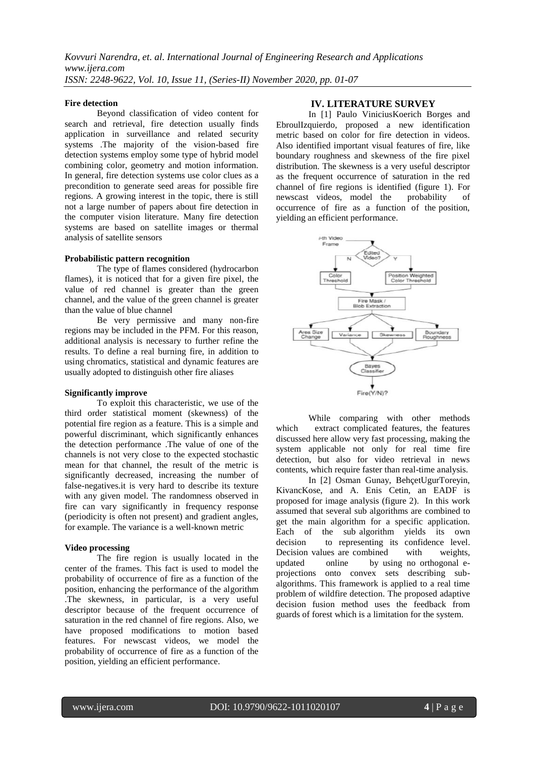**Fire detection**

Beyond classification of video content for search and retrieval, fire detection usually finds application in surveillance and related security systems .The majority of the vision-based fire detection systems employ some type of hybrid model combining color, geometry and motion information. In general, fire detection systems use color clues as a precondition to generate seed areas for possible fire regions. A growing interest in the topic, there is still not a large number of papers about fire detection in the computer vision literature. Many fire detection systems are based on satellite images or thermal analysis of satellite sensors

**Probabilistic pattern recognition**

The type of flames considered (hydrocarbon flames), it is noticed that for a given fire pixel, the value of red channel is greater than the green channel, and the value of the green channel is greater than the value of blue channel

Be very permissive and many non-fire regions may be included in the PFM. For this reason, additional analysis is necessary to further refine the results. To define a real burning fire, in addition to using chromatics, statistical and dynamic features are usually adopted to distinguish other fire aliases

**Significantly improve**

To exploit this characteristic, we use of the third order statistical moment (skewness) of the potential fire region as a feature. This is a simple and powerful discriminant, which significantly enhances the detection performance .The value of one of the channels is not very close to the expected stochastic mean for that channel, the result of the metric is significantly decreased, increasing the number of false-negatives.it is very hard to describe its texture with any given model. The randomness observed in fire can vary significantly in frequency response (periodicity is often not present) and gradient angles, for example. The variance is a well-known metric

**Video processing**

The fire region is usually located in the center of the frames. This fact is used to model the probability of occurrence of fire as a function of the position, enhancing the performance of the algorithm .The skewness, in particular, is a very useful descriptor because of the frequent occurrence of saturation in the red channel of fire regions. Also, we have proposed modifications to motion based features. For newscast videos, we model the probability of occurrence of fire as a function of the position, yielding an efficient performance.

## IV. LITERATURE SURVEY

In [1] Paulo ViniciusKoerich Borges and EbroulIzquierdo, proposed a new identification metric based on color for fire detection in videos. Also identified important visual features of fire, like boundary roughness and skewness of the fire pixel distribution. The skewness is a very useful descriptor as the frequent occurrence of saturation in the red channel of fire regions is identified (figure 1). For newscast videos, model the probability of occurrence of fire as a function of the position, yielding an efficient performance.

While comparing with other methods which extract complicated features, the features discussed here allow very fast processing, making the system applicable not only for real time fire detection, but also for video retrieval in news contents, which require faster than real-time analysis.

In [2] Osman Gunay, BehçetUgurToreyin, KivancKose, and A. Enis Cetin, an EADF is proposed for image analysis (figure 2). In this work assumed that several sub algorithms are combined to get the main algorithm for a specific application. Each of the sub algorithm yields its own decision to representing its confidence level. Decision values are combined with weights, updated online by using no orthogonal e-projections onto convex sets describing sub-algorithms. This framework is applied to a real time problem of wildfire detection. The proposed adaptive decision fusion method uses the feedback from guards of forest which is a limitation for the system.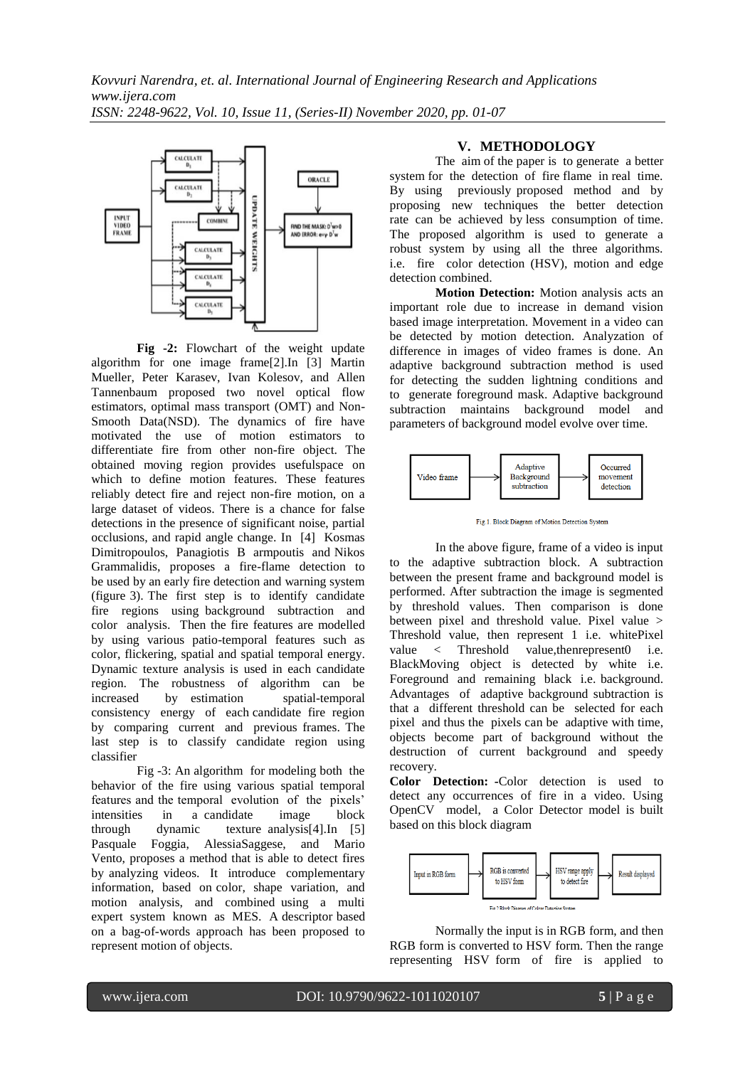**Fig -2:** Flowchart of the weight update algorithm for one image frame[2].In [3] Martin Mueller, Peter Karasev, Ivan Kolesov, and Allen Tannenbaum proposed two novel optical flow estimators, optimal mass transport (OMT) and Non-Smooth Data(NSD). The dynamics of fire have motivated the use of motion estimators to differentiate fire from other non-fire object. The obtained moving region provides usefulspace on which to define motion features. These features reliably detect fire and reject non-fire motion, on a large dataset of videos. There is a chance for false detections in the presence of significant noise, partial occlusions, and rapid angle change. In [4] Kosmas Dimitropoulos, Panagiotis B armpoutis and Nikos Grammalidis, proposes a fire-flame detection to be used by an early fire detection and warning system (figure 3). The first step is to identify candidate fire regions using background subtraction and color analysis. Then the fire features are modelled by using various patio-temporal features such as color, flickering, spatial and spatial temporal energy. Dynamic texture analysis is used in each candidate region. The robustness of algorithm can be increased by estimation spatial-temporal consistency energy of each candidate fire region by comparing current and previous frames. The last step is to classify candidate region using classifier

Fig -3: An algorithm for modeling both the behavior of the fire using various spatial temporal features and the temporal evolution of the pixels' intensities in a candidate image block through dynamic texture analysis[4].In [5] Pasquale Foggia, AlessiaSaggese, and Mario Vento, proposes a method that is able to detect fires by analyzing videos. It introduce complementary information, based on color, shape variation, and motion analysis, and combined using a multi expert system known as MES. A descriptor based on a bag-of-words approach has been proposed to represent motion of objects.

## V. METHODOLOGY

The aim of the paper is to generate a better system for the detection of fire flame in real time. By using previously proposed method and by proposing new techniques the better detection rate can be achieved by less consumption of time. The proposed algorithm is used to generate a robust system by using all the three algorithms. i.e. fire color detection (HSV), motion and edge detection combined.

**Motion Detection:** Motion analysis acts an important role due to increase in demand vision based image interpretation. Movement in a video can be detected by motion detection. Analyzation of difference in images of video frames is done. An adaptive background subtraction method is used for detecting the sudden lightning conditions and to generate foreground mask. Adaptive background subtraction maintains background model and parameters of background model evolve over time.

Fig 1. Block Diagram of Motion Detection System

In the above figure, frame of a video is input to the adaptive subtraction block. A subtraction between the present frame and background model is performed. After subtraction the image is segmented by threshold values. Then comparison is done between pixel and threshold value. Pixel value > Threshold value, then represent 1 i.e. whitePixel value < Threshold value,thenrepresent0 i.e. BlackMoving object is detected by white i.e. Foreground and remaining black i.e. background. Advantages of adaptive background subtraction is that a different threshold can be selected for each pixel and thus the pixels can be adaptive with time, objects become part of background without the destruction of current background and speedy recovery.

**Color Detection: -**Color detection is used to detect any occurrences of fire in a video. Using OpenCV model, a Color Detector model is built based on this block diagram

Fig 2 Block Diagram of Color Detection System

Normally the input is in RGB form, and then RGB form is converted to HSV form. Then the range representing HSV form of fire is applied to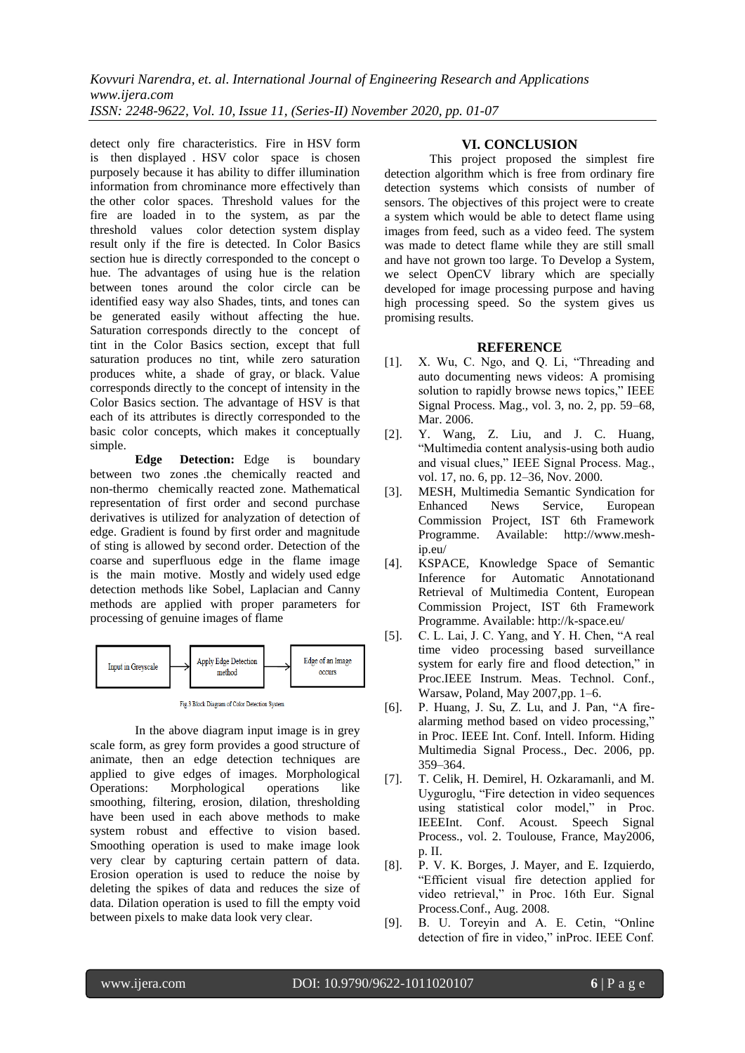detect only fire characteristics. Fire in HSV form is then displayed . HSV color space is chosen purposely because it has ability to differ illumination information from chrominance more effectively than the other color spaces. Threshold values for the fire are loaded in to the system, as par the threshold values color detection system display result only if the fire is detected. In Color Basics section hue is directly corresponded to the concept o hue. The advantages of using hue is the relation between tones around the color circle can be identified easy way also Shades, tints, and tones can be generated easily without affecting the hue. Saturation corresponds directly to the concept of tint in the Color Basics section, except that full saturation produces no tint, while zero saturation produces white, a shade of gray, or black. Value corresponds directly to the concept of intensity in the Color Basics section. The advantage of HSV is that each of its attributes is directly corresponded to the basic color concepts, which makes it conceptually simple.

**Edge Detection:** Edge is boundary between two zones .the chemically reacted and non-thermo chemically reacted zone. Mathematical representation of first order and second purchase derivatives is utilized for analyzation of detection of edge. Gradient is found by first order and magnitude of sting is allowed by second order. Detection of the coarse and superfluous edge in the flame image is the main motive. Mostly and widely used edge detection methods like Sobel, Laplacian and Canny methods are applied with proper parameters for processing of genuine images of flame

Input in Greyscale → Apply Edge Detection method → Edge of an Image occurs

Fig 3 Block Diagram of Color Detection System

In the above diagram input image is in grey scale form, as grey form provides a good structure of animate, then an edge detection techniques are applied to give edges of images. Morphological Operations: Morphological operations like smoothing, filtering, erosion, dilation, thresholding have been used in each above methods to make system robust and effective to vision based. Smoothing operation is used to make image look very clear by capturing certain pattern of data. Erosion operation is used to reduce the noise by deleting the spikes of data and reduces the size of data. Dilation operation is used to fill the empty void between pixels to make data look very clear.

## VI. CONCLUSION

This project proposed the simplest fire detection algorithm which is free from ordinary fire detection systems which consists of number of sensors. The objectives of this project were to create a system which would be able to detect flame using images from feed, such as a video feed. The system was made to detect flame while they are still small and have not grown too large. To Develop a System, we select OpenCV library which are specially developed for image processing purpose and having high processing speed. So the system gives us promising results.

## REFERENCE

[1]. X. Wu, C. Ngo, and Q. Li, "Threading and auto documenting news videos: A promising solution to rapidly browse news topics," IEEE Signal Process. Mag., vol. 3, no. 2, pp. 59–68, Mar. 2006.

[2]. Y. Wang, Z. Liu, and J. C. Huang, "Multimedia content analysis-using both audio and visual clues," IEEE Signal Process. Mag., vol. 17, no. 6, pp. 12–36, Nov. 2000.

[3]. MESH, Multimedia Semantic Syndication for Enhanced News Service, European Commission Project, IST 6th Framework Programme. Available: http://www.mesh-ip.eu/

[4]. KSPACE, Knowledge Space of Semantic Inference for Automatic Annotationand Retrieval of Multimedia Content, European Commission Project, IST 6th Framework Programme. Available: http://k-space.eu/

[5]. C. L. Lai, J. C. Yang, and Y. H. Chen, "A real time video processing based surveillance system for early fire and flood detection," in Proc.IEEE Instrum. Meas. Technol. Conf., Warsaw, Poland, May 2007,pp. 1–6.

[6]. P. Huang, J. Su, Z. Lu, and J. Pan, "A fire-alarming method based on video processing," in Proc. IEEE Int. Conf. Intell. Inform. Hiding Multimedia Signal Process., Dec. 2006, pp. 359–364.

[7]. T. Celik, H. Demirel, H. Ozkaramanli, and M. Uyguroglu, "Fire detection in video sequences using statistical color model," in Proc. IEEEInt. Conf. Acoust. Speech Signal Process., vol. 2. Toulouse, France, May2006, p. II.

[8]. P. V. K. Borges, J. Mayer, and E. Izquierdo, "Efficient visual fire detection applied for video retrieval," in Proc. 16th Eur. Signal Process.Conf., Aug. 2008.

[9]. B. U. Toreyin and A. E. Cetin, "Online detection of fire in video," inProc. IEEE Conf.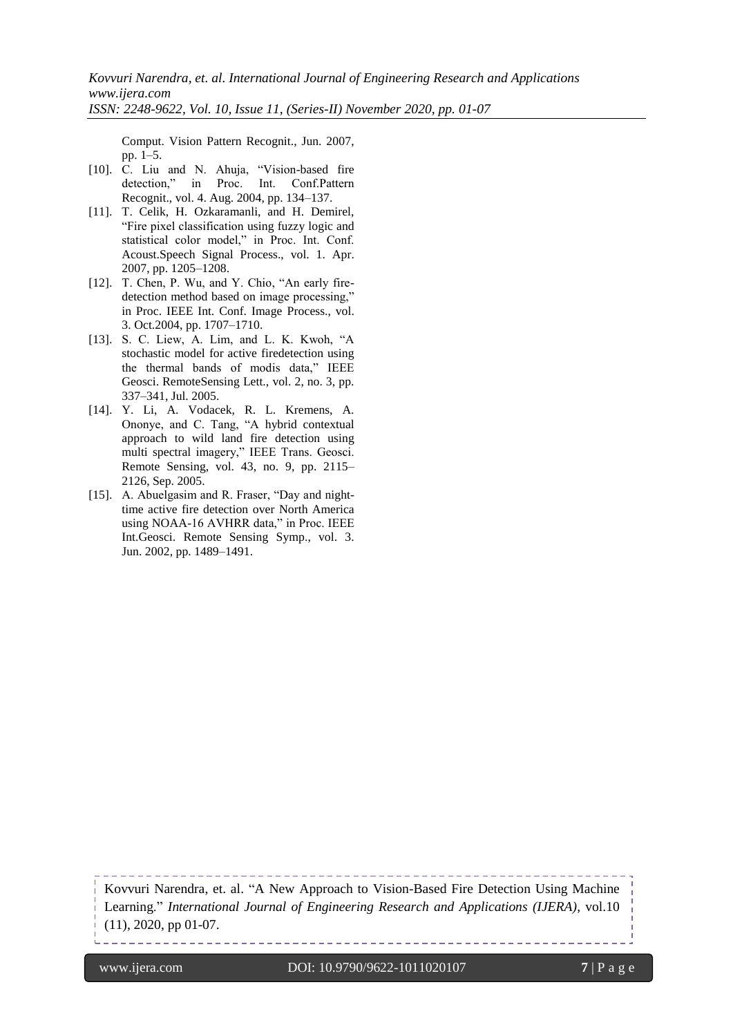Comput. Vision Pattern Recognit., Jun. 2007, pp. 1–5.

[10]. C. Liu and N. Ahuja, "Vision-based fire detection," in Proc. Int. Conf.Pattern Recognit., vol. 4. Aug. 2004, pp. 134–137.

[11]. T. Celik, H. Ozkaramanli, and H. Demirel, "Fire pixel classification using fuzzy logic and statistical color model," in Proc. Int. Conf. Acoust.Speech Signal Process., vol. 1. Apr. 2007, pp. 1205–1208.

[12]. T. Chen, P. Wu, and Y. Chio, "An early fire-detection method based on image processing," in Proc. IEEE Int. Conf. Image Process., vol. 3. Oct.2004, pp. 1707–1710.

[13]. S. C. Liew, A. Lim, and L. K. Kwoh, "A stochastic model for active firedetection using the thermal bands of modis data," IEEE Geosci. RemoteSensing Lett., vol. 2, no. 3, pp. 337–341, Jul. 2005.

[14]. Y. Li, A. Vodacek, R. L. Kremens, A. Ononye, and C. Tang, "A hybrid contextual approach to wild land fire detection using multi spectral imagery," IEEE Trans. Geosci. Remote Sensing, vol. 43, no. 9, pp. 2115–2126, Sep. 2005.

[15]. A. Abuelgasim and R. Fraser, "Day and night-time active fire detection over North America using NOAA-16 AVHRR data," in Proc. IEEE Int.Geosci. Remote Sensing Symp., vol. 3. Jun. 2002, pp. 1489–1491.

Kovvuri Narendra, et. al. "A New Approach to Vision-Based Fire Detection Using Machine Learning." *International Journal of Engineering Research and Applications (IJERA)*, vol.10 (11), 2020, pp 01-07.